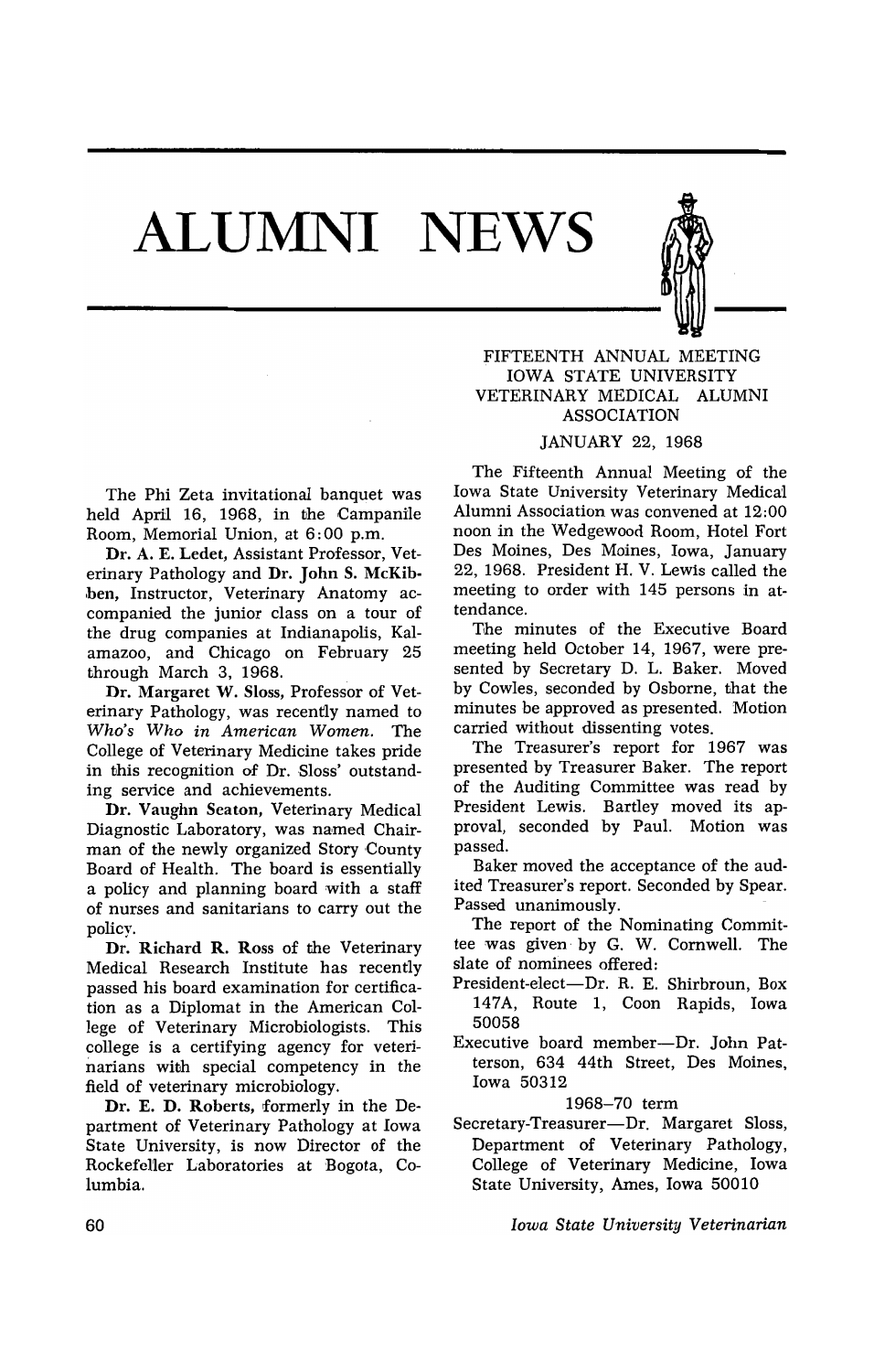# ALUMNI NEWS

The Phi Zeta invitational banquet was held April 16, 1968, in the Campanile Room, Memorial Union, at 6:00 p.m.

**Dr. A. E. Ledet**, Assistant Professor, Veterinary Pathology and **Dr. John S. McKibben**, Instructor, Veterinary Anatomy accompanied the junior class on a tour of the drug companies at Indianapolis, Kalamazoo, and Chicago on February 25 through March 3, 1968.

**Dr. Margaret W. Sloss**, Professor of Veterinary Pathology, was recently named to *Who's Who in American Women*. The College of Veterinary Medicine takes pride in this recognition of Dr. Sloss' outstanding service and achievements.

**Dr. Vaughn Seaton**, Veterinary Medical Diagnostic Laboratory, was named Chairman of the newly organized Story County Board of Health. The board is essentially a policy and planning board with a staff of nurses and sanitarians to carry out the policy.

**Dr. Richard R. Ross** of the Veterinary Medical Research Institute has recently passed his board examination for certification as a Diplomat in the American College of Veterinary Microbiologists. This college is a certifying agency for veterinarians with special competency in the field of veterinary microbiology.

**Dr. E. D. Roberts**, formerly in the Department of Veterinary Pathology at Iowa State University, is now Director of the Rockefeller Laboratories at Bogota, Columbia.

## FIFTEENTH ANNUAL MEETING IOWA STATE UNIVERSITY VETERINARY MEDICAL ALUMNI ASSOCIATION

### JANUARY 22, 1968

The Fifteenth Annual Meeting of the Iowa State University Veterinary Medical Alumni Association was convened at 12:00 noon in the Wedgewood Room, Hotel Fort Des Moines, Des Moines, Iowa, January 22, 1968. President H. V. Lewis called the meeting to order with 145 persons in attendance.

The minutes of the Executive Board meeting held October 14, 1967, were presented by Secretary D. L. Baker. Moved by Cowles, seconded by Osborne, that the minutes be approved as presented. Motion carried without dissenting votes.

The Treasurer's report for 1967 was presented by Treasurer Baker. The report of the Auditing Committee was read by President Lewis. Bartley moved its approval, seconded by Paul. Motion was passed.

Baker moved the acceptance of the audited Treasurer's report. Seconded by Spear. Passed unanimously.

The report of the Nominating Committee was given by G. W. Cornwell. The slate of nominees offered:

President-elect—Dr. R. E. Shirbroun, Box 147A, Route 1, Coon Rapids, Iowa 50058

Executive board member—Dr. John Patterson, 634 44th Street, Des Moines, Iowa 50312

1968–70 term

Secretary-Treasurer—Dr. Margaret Sloss, Department of Veterinary Pathology, College of Veterinary Medicine, Iowa State University, Ames, Iowa 50010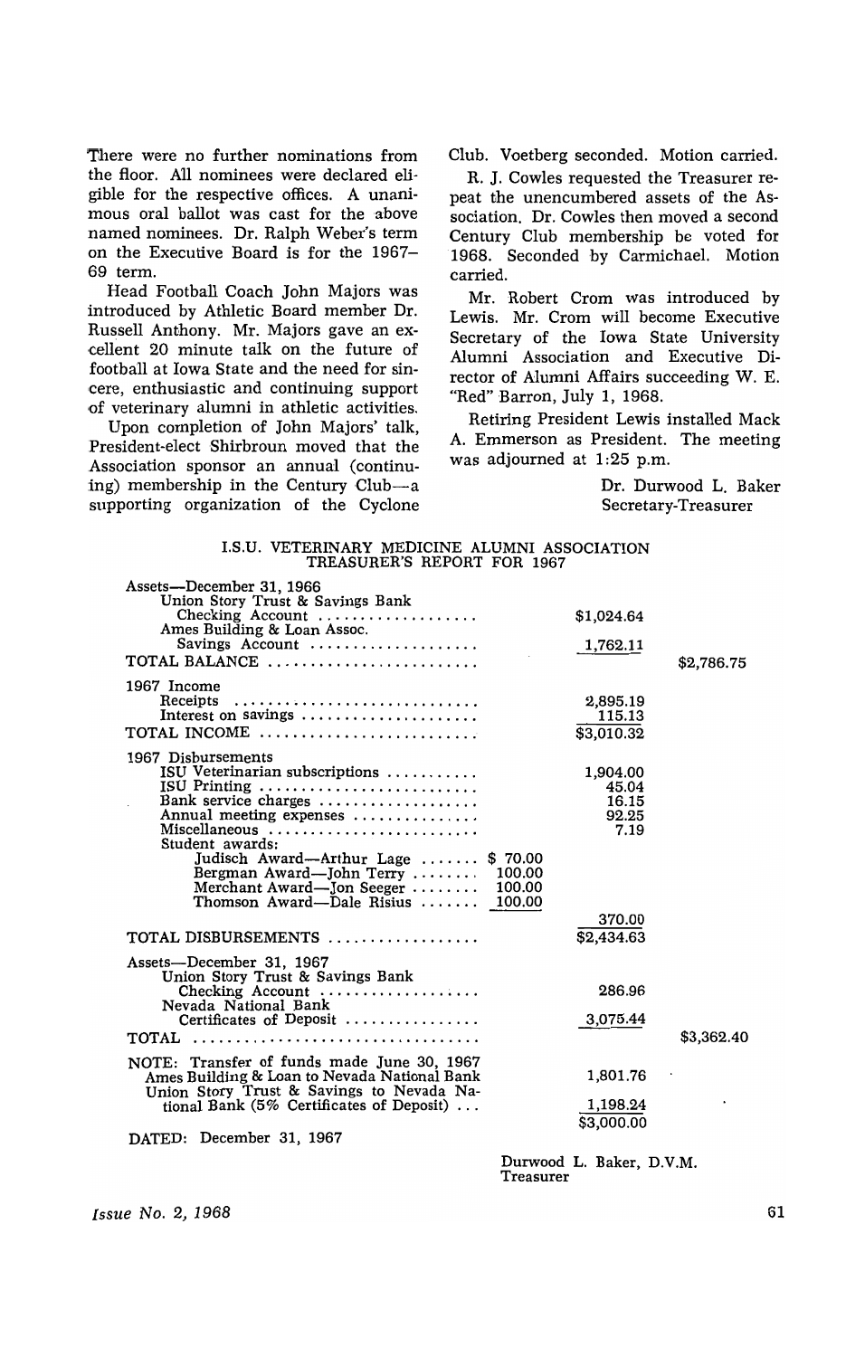There were no further nominations from the floor. All nominees were declared eligible for the respective offices. A unanimous oral ballot was cast for the above named nominees. Dr. Ralph Weber's term on the Executive Board is for the 1967–69 term.

Head Football Coach John Majors was introduced by Athletic Board member Dr. Russell Anthony. Mr. Majors gave an excellent 20 minute talk on the future of football at Iowa State and the need for sincere, enthusiastic and continuing support of veterinary alumni in athletic activities.

Upon completion of John Majors' talk, President-elect Shirbroun moved that the Association sponsor an annual (continuing) membership in the Century Club—a supporting organization of the Cyclone Club. Voetberg seconded. Motion carried.

R. J. Cowles requested the Treasurer repeat the unencumbered assets of the Association. Dr. Cowles then moved a second Century Club membership be voted for 1968. Seconded by Carmichael. Motion carried.

Mr. Robert Crom was introduced by Lewis. Mr. Crom will become Executive Secretary of the Iowa State University Alumni Association and Executive Director of Alumni Affairs succeeding W. E. "Red" Barron, July 1, 1968.

Retiring President Lewis installed Mack A. Emmerson as President. The meeting was adjourned at 1:25 p.m.

Dr. Durwood L. Baker
Secretary-Treasurer

## I.S.U. VETERINARY MEDICINE ALUMNI ASSOCIATION TREASURER'S REPORT FOR 1967

| | | | |
|---|---|---|---|
| Assets—December 31, 1966 | | | |
| Union Story Trust & Savings Bank Checking Account | | $1,024.64 | |
| Ames Building & Loan Assoc. Savings Account | | 1,762.11 | |
| TOTAL BALANCE | | | $2,786.75 |
| 1967 Income | | | |
| Receipts | | 2,895.19 | |
| Interest on savings | | 115.13 | |
| TOTAL INCOME | | $3,010.32 | |
| 1967 Disbursements | | | |
| ISU Veterinarian subscriptions | | 1,904.00 | |
| ISU Printing | | 45.04 | |
| Bank service charges | | 16.15 | |
| Annual meeting expenses | | 92.25 | |
| Miscellaneous | | 7.19 | |
| Student awards: | | | |
| Judisch Award—Arthur Lage | $ 70.00 | | |
| Bergman Award—John Terry | 100.00 | | |
| Merchant Award—Jon Seeger | 100.00 | | |
| Thomson Award—Dale Risius | 100.00 | | |
| | | 370.00 | |
| TOTAL DISBURSEMENTS | | $2,434.63 | |
| Assets—December 31, 1967 | | | |
| Union Story Trust & Savings Bank Checking Account | | 286.96 | |
| Nevada National Bank Certificates of Deposit | | 3,075.44 | |
| TOTAL | | | $3,362.40 |
| NOTE: Transfer of funds made June 30, 1967 | | | |
| Ames Building & Loan to Nevada National Bank | | 1,801.76 | |
| Union Story Trust & Savings to Nevada National Bank (5% Certificates of Deposit) | | 1,198.24 | |
| | | $3,000.00 | |

DATED: December 31, 1967

Durwood L. Baker, D.V.M.
Treasurer